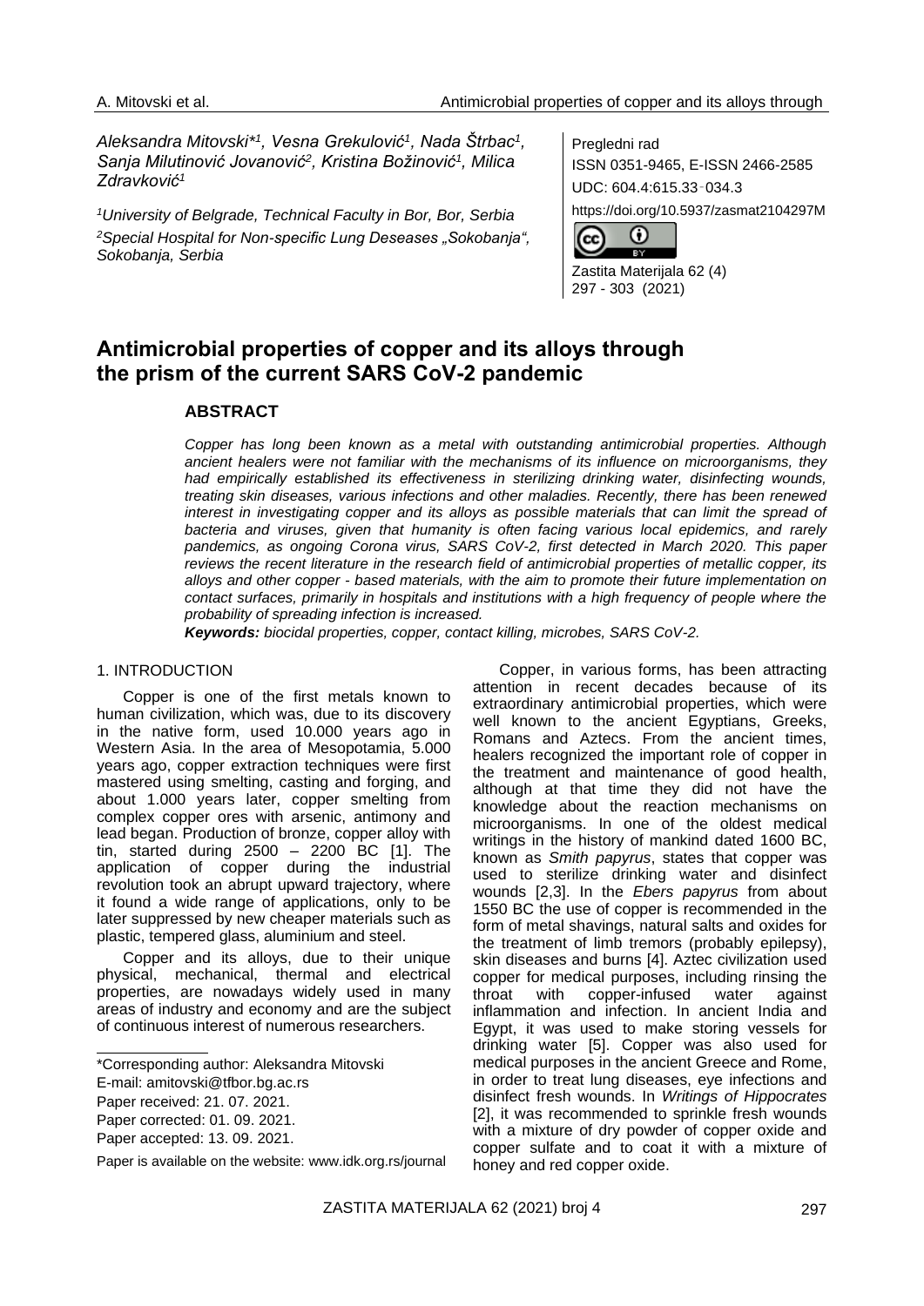*Aleksandra Mitovski*[1], Vesna Grekulović[1], Nada Štrbac[1], Sanja Milutinović Jovanović[2], Kristina Božinović[1], Milica Zdravković[1]*

*[1]University of Belgrade, Technical Faculty in Bor, Bor, Serbia*
*[2]Special Hospital for Non-specific Lung Deseases „Sokobanja", Sokobanja, Serbia*

Pregledni rad
ISSN 0351-9465, E-ISSN 2466-2585
UDC: 604.4:615.33‑034.3
https://doi.org/10.5937/zasmat2104297M

Zastita Materijala 62 (4)
297 - 303 (2021)

# Antimicrobial properties of copper and its alloys through the prism of the current SARS CoV-2 pandemic

## ABSTRACT

*Copper has long been known as a metal with outstanding antimicrobial properties. Although ancient healers were not familiar with the mechanisms of its influence on microorganisms, they had empirically established its effectiveness in sterilizing drinking water, disinfecting wounds, treating skin diseases, various infections and other maladies. Recently, there has been renewed interest in investigating copper and its alloys as possible materials that can limit the spread of bacteria and viruses, given that humanity is often facing various local epidemics, and rarely pandemics, as ongoing Corona virus, SARS CoV-2, first detected in March 2020. This paper reviews the recent literature in the research field of antimicrobial properties of metallic copper, its alloys and other copper - based materials, with the aim to promote their future implementation on contact surfaces, primarily in hospitals and institutions with a high frequency of people where the probability of spreading infection is increased.*

***Keywords:** biocidal properties, copper, contact killing, microbes, SARS CoV-2.*

## 1. INTRODUCTION

Copper is one of the first metals known to human civilization, which was, due to its discovery in the native form, used 10.000 years ago in Western Asia. In the area of Mesopotamia, 5.000 years ago, copper extraction techniques were first mastered using smelting, casting and forging, and about 1.000 years later, copper smelting from complex copper ores with arsenic, antimony and lead began. Production of bronze, copper alloy with tin, started during 2500 – 2200 BC [1]. The application of copper during the industrial revolution took an abrupt upward trajectory, where it found a wide range of applications, only to be later suppressed by new cheaper materials such as plastic, tempered glass, aluminium and steel.

Copper and its alloys, due to their unique physical, mechanical, thermal and electrical properties, are nowadays widely used in many areas of industry and economy and are the subject of continuous interest of numerous researchers.

Copper, in various forms, has been attracting attention in recent decades because of its extraordinary antimicrobial properties, which were well known to the ancient Egyptians, Greeks, Romans and Aztecs. From the ancient times, healers recognized the important role of copper in the treatment and maintenance of good health, although at that time they did not have the knowledge about the reaction mechanisms on microorganisms. In one of the oldest medical writings in the history of mankind dated 1600 BC, known as *Smith papyrus*, states that copper was used to sterilize drinking water and disinfect wounds [2,3]. In the *Ebers papyrus* from about 1550 BC the use of copper is recommended in the form of metal shavings, natural salts and oxides for the treatment of limb tremors (probably epilepsy), skin diseases and burns [4]. Aztec civilization used copper for medical purposes, including rinsing the throat with copper-infused water against inflammation and infection. In ancient India and Egypt, it was used to make storing vessels for drinking water [5]. Copper was also used for medical purposes in the ancient Greece and Rome, in order to treat lung diseases, eye infections and disinfect fresh wounds. In *Writings of Hippocrates* [2], it was recommended to sprinkle fresh wounds with a mixture of dry powder of copper oxide and copper sulfate and to coat it with a mixture of honey and red copper oxide.

\*Corresponding author: Aleksandra Mitovski
E-mail: amitovski@tfbor.bg.ac.rs
Paper received: 21. 07. 2021.
Paper corrected: 01. 09. 2021.
Paper accepted: 13. 09. 2021.
Paper is available on the website: www.idk.org.rs/journal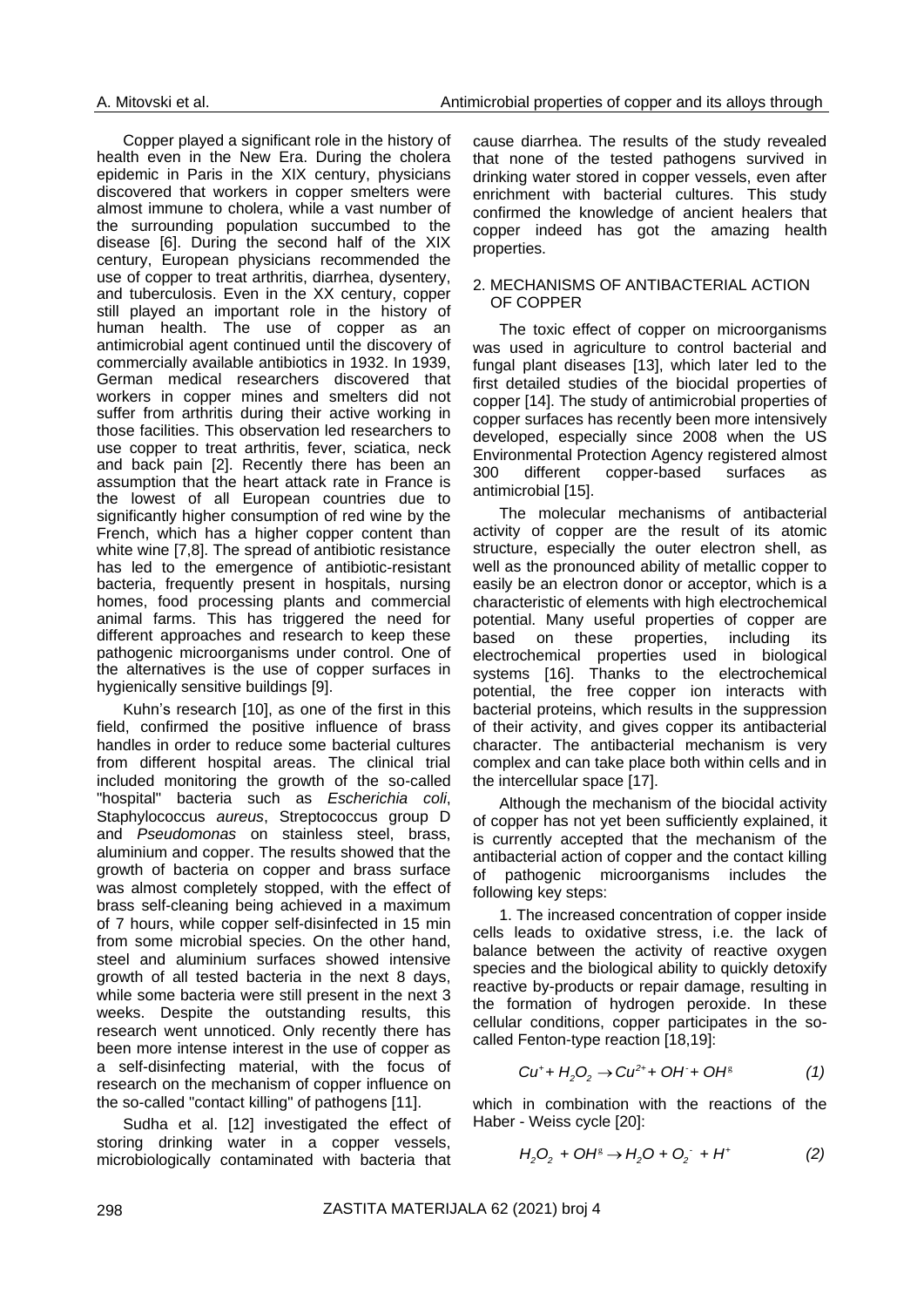Copper played a significant role in the history of health even in the New Era. During the cholera epidemic in Paris in the XIX century, physicians discovered that workers in copper smelters were almost immune to cholera, while a vast number of the surrounding population succumbed to the disease [6]. During the second half of the XIX century, European physicians recommended the use of copper to treat arthritis, diarrhea, dysentery, and tuberculosis. Even in the XX century, copper still played an important role in the history of human health. The use of copper as an antimicrobial agent continued until the discovery of commercially available antibiotics in 1932. In 1939, German medical researchers discovered that workers in copper mines and smelters did not suffer from arthritis during their active working in those facilities. This observation led researchers to use copper to treat arthritis, fever, sciatica, neck and back pain [2]. Recently there has been an assumption that the heart attack rate in France is the lowest of all European countries due to significantly higher consumption of red wine by the French, which has a higher copper content than white wine [7,8]. The spread of antibiotic resistance has led to the emergence of antibiotic-resistant bacteria, frequently present in hospitals, nursing homes, food processing plants and commercial animal farms. This has triggered the need for different approaches and research to keep these pathogenic microorganisms under control. One of the alternatives is the use of copper surfaces in hygienically sensitive buildings [9].

Kuhn's research [10], as one of the first in this field, confirmed the positive influence of brass handles in order to reduce some bacterial cultures from different hospital areas. The clinical trial included monitoring the growth of the so-called "hospital" bacteria such as *Escherichia coli*, Staphylococcus *aureus*, Streptococcus group D and *Pseudomonas* on stainless steel, brass, aluminium and copper. The results showed that the growth of bacteria on copper and brass surface was almost completely stopped, with the effect of brass self-cleaning being achieved in a maximum of 7 hours, while copper self-disinfected in 15 min from some microbial species. On the other hand, steel and aluminium surfaces showed intensive growth of all tested bacteria in the next 8 days, while some bacteria were still present in the next 3 weeks. Despite the outstanding results, this research went unnoticed. Only recently there has been more intense interest in the use of copper as a self-disinfecting material, with the focus of research on the mechanism of copper influence on the so-called "contact killing" of pathogens [11].

Sudha et al. [12] investigated the effect of storing drinking water in a copper vessels, microbiologically contaminated with bacteria that cause diarrhea. The results of the study revealed that none of the tested pathogens survived in drinking water stored in copper vessels, even after enrichment with bacterial cultures. This study confirmed the knowledge of ancient healers that copper indeed has got the amazing health properties.

## 2. MECHANISMS OF ANTIBACTERIAL ACTION OF COPPER

The toxic effect of copper on microorganisms was used in agriculture to control bacterial and fungal plant diseases [13], which later led to the first detailed studies of the biocidal properties of copper [14]. The study of antimicrobial properties of copper surfaces has recently been more intensively developed, especially since 2008 when the US Environmental Protection Agency registered almost 300 different copper-based surfaces as antimicrobial [15].

The molecular mechanisms of antibacterial activity of copper are the result of its atomic structure, especially the outer electron shell, as well as the pronounced ability of metallic copper to easily be an electron donor or acceptor, which is a characteristic of elements with high electrochemical potential. Many useful properties of copper are based on these properties, including its electrochemical properties used in biological systems [16]. Thanks to the electrochemical potential, the free copper ion interacts with bacterial proteins, which results in the suppression of their activity, and gives copper its antibacterial character. The antibacterial mechanism is very complex and can take place both within cells and in the intercellular space [17].

Although the mechanism of the biocidal activity of copper has not yet been sufficiently explained, it is currently accepted that the mechanism of the antibacterial action of copper and the contact killing of pathogenic microorganisms includes the following key steps:

1. The increased concentration of copper inside cells leads to oxidative stress, i.e. the lack of balance between the activity of reactive oxygen species and the biological ability to quickly detoxify reactive by-products or repair damage, resulting in the formation of hydrogen peroxide. In these cellular conditions, copper participates in the so-called Fenton-type reaction [18,19]:

$$Cu^{+} + H_2O_2 \rightarrow Cu^{2+} + OH^{-} + OH^{\bullet} \qquad (1)$$

which in combination with the reactions of the Haber - Weiss cycle [20]:

$$H_2O_2 + OH^{\bullet} \rightarrow H_2O + O_2^{-} + H^{+} \qquad (2)$$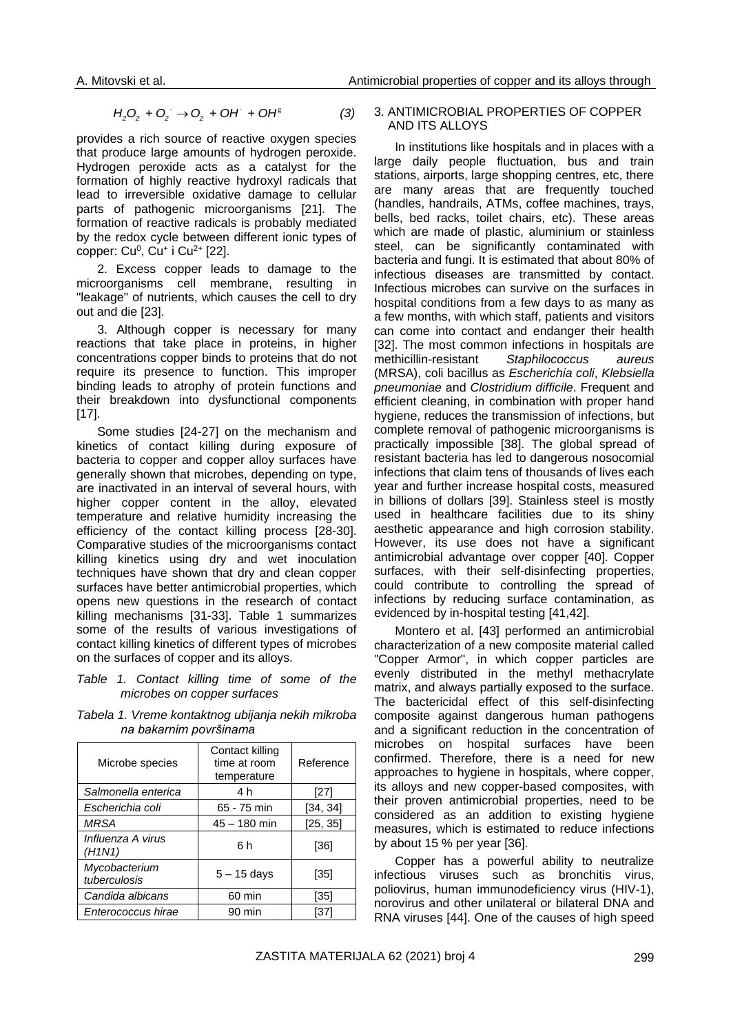$$H_2O_2 + O_2^- \rightarrow O_2 + OH^- + OH^g \qquad (3)$$

provides a rich source of reactive oxygen species that produce large amounts of hydrogen peroxide. Hydrogen peroxide acts as a catalyst for the formation of highly reactive hydroxyl radicals that lead to irreversible oxidative damage to cellular parts of pathogenic microorganisms [21]. The formation of reactive radicals is probably mediated by the redox cycle between different ionic types of copper: $Cu^0$, $Cu^+$ i $Cu^{2+}$ [22].

2. Excess copper leads to damage to the microorganisms cell membrane, resulting in "leakage" of nutrients, which causes the cell to dry out and die [23].

3. Although copper is necessary for many reactions that take place in proteins, in higher concentrations copper binds to proteins that do not require its presence to function. This improper binding leads to atrophy of protein functions and their breakdown into dysfunctional components [17].

Some studies [24-27] on the mechanism and kinetics of contact killing during exposure of bacteria to copper and copper alloy surfaces have generally shown that microbes, depending on type, are inactivated in an interval of several hours, with higher copper content in the alloy, elevated temperature and relative humidity increasing the efficiency of the contact killing process [28-30]. Comparative studies of the microorganisms contact killing kinetics using dry and wet inoculation techniques have shown that dry and clean copper surfaces have better antimicrobial properties, which opens new questions in the research of contact killing mechanisms [31-33]. Table 1 summarizes some of the results of various investigations of contact killing kinetics of different types of microbes on the surfaces of copper and its alloys.

*Table 1. Contact killing time of some of the microbes on copper surfaces*

*Tabela 1. Vreme kontaktnog ubijanja nekih mikroba na bakarnim površinama*

| Microbe species | Contact killing time at room temperature | Reference |
|---|---|---|
| *Salmonella enterica* | 4 h | [27] |
| *Escherichia coli* | 65 - 75 min | [34, 34] |
| *MRSA* | 45 – 180 min | [25, 35] |
| *Influenza A virus (H1N1)* | 6 h | [36] |
| *Mycobacterium tuberculosis* | 5 – 15 days | [35] |
| *Candida albicans* | 60 min | [35] |
| *Enterococcus hirae* | 90 min | [37] |

## 3. ANTIMICROBIAL PROPERTIES OF COPPER AND ITS ALLOYS

In institutions like hospitals and in places with a large daily people fluctuation, bus and train stations, airports, large shopping centres, etc, there are many areas that are frequently touched (handles, handrails, ATMs, coffee machines, trays, bells, bed racks, toilet chairs, etc). These areas which are made of plastic, aluminium or stainless steel, can be significantly contaminated with bacteria and fungi. It is estimated that about 80% of infectious diseases are transmitted by contact. Infectious microbes can survive on the surfaces in hospital conditions from a few days to as many as a few months, with which staff, patients and visitors can come into contact and endanger their health [32]. The most common infections in hospitals are methicillin-resistant *Staphilococcus aureus* (MRSA), coli bacillus as *Escherichia coli*, *Klebsiella pneumoniae* and *Clostridium difficile*. Frequent and efficient cleaning, in combination with proper hand hygiene, reduces the transmission of infections, but complete removal of pathogenic microorganisms is practically impossible [38]. The global spread of resistant bacteria has led to dangerous nosocomial infections that claim tens of thousands of lives each year and further increase hospital costs, measured in billions of dollars [39]. Stainless steel is mostly used in healthcare facilities due to its shiny aesthetic appearance and high corrosion stability. However, its use does not have a significant antimicrobial advantage over copper [40]. Copper surfaces, with their self-disinfecting properties, could contribute to controlling the spread of infections by reducing surface contamination, as evidenced by in-hospital testing [41,42].

Montero et al. [43] performed an antimicrobial characterization of a new composite material called "Copper Armor", in which copper particles are evenly distributed in the methyl methacrylate matrix, and always partially exposed to the surface. The bactericidal effect of this self-disinfecting composite against dangerous human pathogens and a significant reduction in the concentration of microbes on hospital surfaces have been confirmed. Therefore, there is a need for new approaches to hygiene in hospitals, where copper, its alloys and new copper-based composites, with their proven antimicrobial properties, need to be considered as an addition to existing hygiene measures, which is estimated to reduce infections by about 15 % per year [36].

Copper has a powerful ability to neutralize infectious viruses such as bronchitis virus, poliovirus, human immunodeficiency virus (HIV-1), norovirus and other unilateral or bilateral DNA and RNA viruses [44]. One of the causes of high speed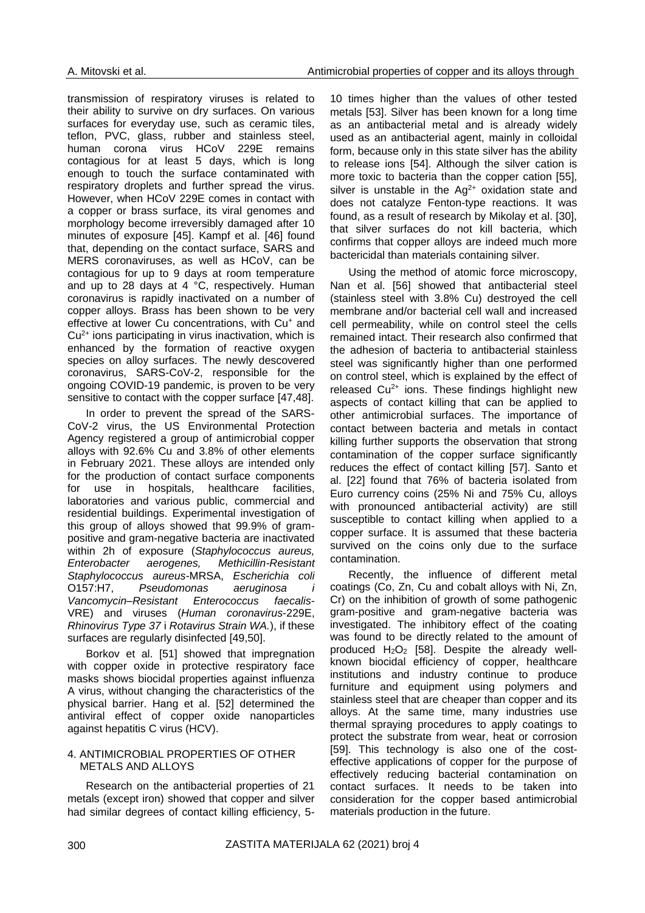transmission of respiratory viruses is related to their ability to survive on dry surfaces. On various surfaces for everyday use, such as ceramic tiles, teflon, PVC, glass, rubber and stainless steel, human corona virus HCoV 229E remains contagious for at least 5 days, which is long enough to touch the surface contaminated with respiratory droplets and further spread the virus. However, when HCoV 229E comes in contact with a copper or brass surface, its viral genomes and morphology become irreversibly damaged after 10 minutes of exposure [45]. Kampf et al. [46] found that, depending on the contact surface, SARS and MERS coronaviruses, as well as HCoV, can be contagious for up to 9 days at room temperature and up to 28 days at 4 °C, respectively. Human coronavirus is rapidly inactivated on a number of copper alloys. Brass has been shown to be very effective at lower Cu concentrations, with $Cu^+$ and $Cu^{2+}$ ions participating in virus inactivation, which is enhanced by the formation of reactive oxygen species on alloy surfaces. The newly descovered coronavirus, SARS-CoV-2, responsible for the ongoing COVID-19 pandemic, is proven to be very sensitive to contact with the copper surface [47,48].

In order to prevent the spread of the SARS-CoV-2 virus, the US Environmental Protection Agency registered a group of antimicrobial copper alloys with 92.6% Cu and 3.8% of other elements in February 2021. These alloys are intended only for the production of contact surface components for use in hospitals, healthcare facilities, laboratories and various public, commercial and residential buildings. Experimental investigation of this group of alloys showed that 99.9% of gram-positive and gram-negative bacteria are inactivated within 2h of exposure (*Staphylococcus aureus, Enterobacter aerogenes, Methicillin-Resistant Staphylococcus aureus*-MRSA, *Escherichia coli* O157:H7, *Pseudomonas aeruginosa i Vancomycin–Resistant Enterococcus faecalis*-VRE) and viruses (*Human coronavirus*-229E, *Rhinovirus Type 37* i *Rotavirus Strain WA.*), if these surfaces are regularly disinfected [49,50].

Borkov et al. [51] showed that impregnation with copper oxide in protective respiratory face masks shows biocidal properties against influenza A virus, without changing the characteristics of the physical barrier. Hang et al. [52] determined the antiviral effect of copper oxide nanoparticles against hepatitis C virus (HCV).

## 4. ANTIMICROBIAL PROPERTIES OF OTHER METALS AND ALLOYS

Research on the antibacterial properties of 21 metals (except iron) showed that copper and silver had similar degrees of contact killing efficiency, 5-10 times higher than the values of other tested metals [53]. Silver has been known for a long time as an antibacterial metal and is already widely used as an antibacterial agent, mainly in colloidal form, because only in this state silver has the ability to release ions [54]. Although the silver cation is more toxic to bacteria than the copper cation [55], silver is unstable in the $Ag^{2+}$ oxidation state and does not catalyze Fenton-type reactions. It was found, as a result of research by Mikolay et al. [30], that silver surfaces do not kill bacteria, which confirms that copper alloys are indeed much more bactericidal than materials containing silver.

Using the method of atomic force microscopy, Nan et al. [56] showed that antibacterial steel (stainless steel with 3.8% Cu) destroyed the cell membrane and/or bacterial cell wall and increased cell permeability, while on control steel the cells remained intact. Their research also confirmed that the adhesion of bacteria to antibacterial stainless steel was significantly higher than one performed on control steel, which is explained by the effect of released $Cu^{2+}$ ions. These findings highlight new aspects of contact killing that can be applied to other antimicrobial surfaces. The importance of contact between bacteria and metals in contact killing further supports the observation that strong contamination of the copper surface significantly reduces the effect of contact killing [57]. Santo et al. [22] found that 76% of bacteria isolated from Euro currency coins (25% Ni and 75% Cu, alloys with pronounced antibacterial activity) are still susceptible to contact killing when applied to a copper surface. It is assumed that these bacteria survived on the coins only due to the surface contamination.

Recently, the influence of different metal coatings (Co, Zn, Cu and cobalt alloys with Ni, Zn, Cr) on the inhibition of growth of some pathogenic gram-positive and gram-negative bacteria was investigated. The inhibitory effect of the coating was found to be directly related to the amount of produced $H_2O_2$ [58]. Despite the already well-known biocidal efficiency of copper, healthcare institutions and industry continue to produce furniture and equipment using polymers and stainless steel that are cheaper than copper and its alloys. At the same time, many industries use thermal spraying procedures to apply coatings to protect the substrate from wear, heat or corrosion [59]. This technology is also one of the cost-effective applications of copper for the purpose of effectively reducing bacterial contamination on contact surfaces. It needs to be taken into consideration for the copper based antimicrobial materials production in the future.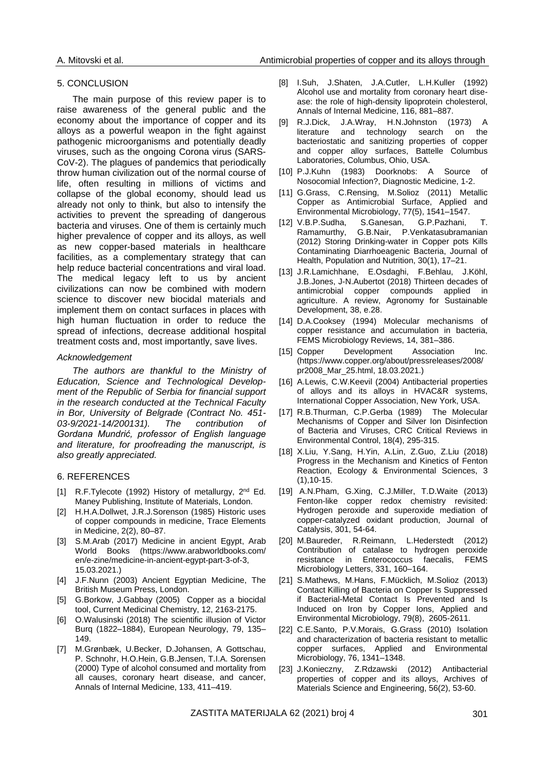## 5. CONCLUSION

The main purpose of this review paper is to raise awareness of the general public and the economy about the importance of copper and its alloys as a powerful weapon in the fight against pathogenic microorganisms and potentially deadly viruses, such as the ongoing Corona virus (SARS-CoV-2). The plagues of pandemics that periodically throw human civilization out of the normal course of life, often resulting in millions of victims and collapse of the global economy, should lead us already not only to think, but also to intensify the activities to prevent the spreading of dangerous bacteria and viruses. One of them is certainly much higher prevalence of copper and its alloys, as well as new copper-based materials in healthcare facilities, as a complementary strategy that can help reduce bacterial concentrations and viral load. The medical legacy left to us by ancient civilizations can now be combined with modern science to discover new biocidal materials and implement them on contact surfaces in places with high human fluctuation in order to reduce the spread of infections, decrease additional hospital treatment costs and, most importantly, save lives.

### *Acknowledgement*

*The authors are thankful to the Ministry of Education, Science and Technological Development of the Republic of Serbia for financial support in the research conducted at the Technical Faculty in Bor, University of Belgrade (Contract No. 451-03-9/2021-14/200131). The contribution of Gordana Mundrić, professor of English language and literature, for proofreading the manuscript, is also greatly appreciated.*

## 6. REFERENCES

[1] R.F.Tylecote (1992) History of metallurgy, 2nd Ed. Maney Publishing, Institute of Materials, London.

[2] H.H.A.Dollwet, J.R.J.Sorenson (1985) Historic uses of copper compounds in medicine, Trace Elements in Medicine, 2(2), 80–87.

[3] S.M.Arab (2017) Medicine in ancient Egypt, Arab World Books (https://www.arabworldbooks.com/en/e-zine/medicine-in-ancient-egypt-part-3-of-3, 15.03.2021.)

[4] J.F.Nunn (2003) Ancient Egyptian Medicine, The British Museum Press, London.

[5] G.Borkow, J.Gabbay (2005) Copper as a biocidal tool, Current Medicinal Chemistry, 12, 2163-2175.

[6] O.Walusinski (2018) The scientific illusion of Victor Burq (1822–1884), European Neurology, 79, 135–149.

[7] M.Grønbæk, U.Becker, D.Johansen, A Gottschau, P. Schnohr, H.O.Hein, G.B.Jensen, T.I.A. Sorensen (2000) Type of alcohol consumed and mortality from all causes, coronary heart disease, and cancer, Annals of Internal Medicine, 133, 411–419.

[8] I.Suh, J.Shaten, J.A.Cutler, L.H.Kuller (1992) Alcohol use and mortality from coronary heart disease: the role of high-density lipoprotein cholesterol, Annals of Internal Medicine, 116, 881–887.

[9] R.J.Dick, J.A.Wray, H.N.Johnston (1973) A literature and technology search on the bacteriostatic and sanitizing properties of copper and copper alloy surfaces, Battelle Columbus Laboratories, Columbus, Ohio, USA.

[10] P.J.Kuhn (1983) Doorknobs: A Source of Nosocomial Infection?, Diagnostic Medicine, 1-2.

[11] G.Grass, C.Rensing, M.Solioz (2011) Metallic Copper as Antimicrobial Surface, Applied and Environmental Microbiology, 77(5), 1541–1547.

[12] V.B.P.Sudha, S.Ganesan, G.P.Pazhani, T. Ramamurthy, G.B.Nair, P.Venkatasubramanian (2012) Storing Drinking-water in Copper pots Kills Contaminating Diarrhoeagenic Bacteria, Journal of Health, Population and Nutrition, 30(1), 17–21.

[13] J.R.Lamichhane, E.Osdaghi, F.Behlau, J.Köhl, J.B.Jones, J-N.Aubertot (2018) Thirteen decades of antimicrobial copper compounds applied in agriculture. A review, Agronomy for Sustainable Development, 38, e.28.

[14] D.A.Cooksey (1994) Molecular mechanisms of copper resistance and accumulation in bacteria, FEMS Microbiology Reviews, 14, 381–386.

[15] Copper Development Association Inc. (https://www.copper.org/about/pressreleases/2008/pr2008_Mar_25.html, 18.03.2021.)

[16] A.Lewis, C.W.Keevil (2004) Antibacterial properties of alloys and its alloys in HVAC&R systems, International Copper Association, New York, USA.

[17] R.B.Thurman, C.P.Gerba (1989) The Molecular Mechanisms of Copper and Silver Ion Disinfection of Bacteria and Viruses, CRC Critical Reviews in Environmental Control, 18(4), 295-315.

[18] X.Liu, Y.Sang, H.Yin, A.Lin, Z.Guo, Z.Liu (2018) Progress in the Mechanism and Kinetics of Fenton Reaction, Ecology & Environmental Sciences, 3 (1),10-15.

[19] A.N.Pham, G.Xing, C.J.Miller, T.D.Waite (2013) Fenton-like copper redox chemistry revisited: Hydrogen peroxide and superoxide mediation of copper-catalyzed oxidant production, Journal of Catalysis, 301, 54-64.

[20] M.Baureder, R.Reimann, L.Hederstedt (2012) Contribution of catalase to hydrogen peroxide resistance in Enterococcus faecalis, FEMS Microbiology Letters, 331, 160–164.

[21] S.Mathews, M.Hans, F.Mücklich, M.Solioz (2013) Contact Killing of Bacteria on Copper Is Suppressed if Bacterial-Metal Contact Is Prevented and Is Induced on Iron by Copper Ions, Applied and Environmental Microbiology, 79(8), 2605-2611.

[22] C.E.Santo, P.V.Morais, G.Grass (2010) Isolation and characterization of bacteria resistant to metallic copper surfaces, Applied and Environmental Microbiology, 76, 1341–1348.

[23] J.Konieczny, Z.Rdzawski (2012) Antibacterial properties of copper and its alloys, Archives of Materials Science and Engineering, 56(2), 53-60.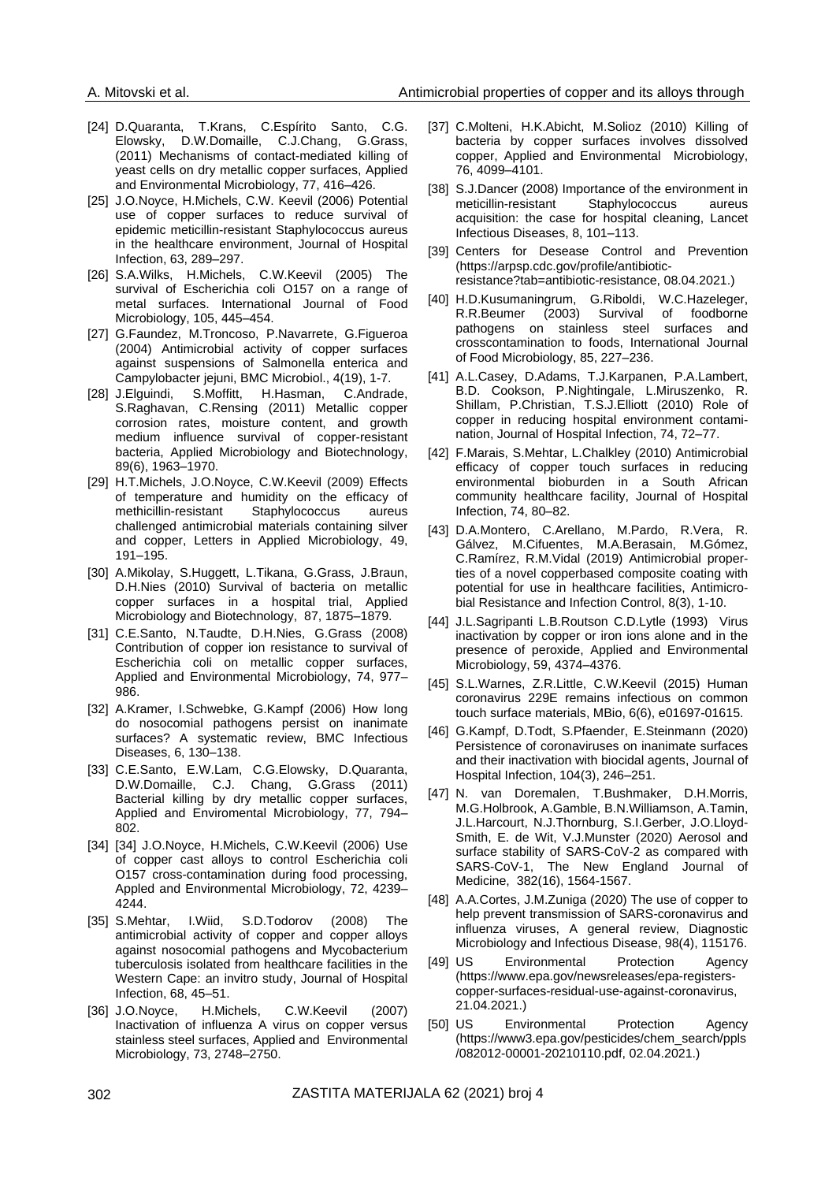[24] D.Quaranta, T.Krans, C.Espírito Santo, C.G. Elowsky, D.W.Domaille, C.J.Chang, G.Grass, (2011) Mechanisms of contact-mediated killing of yeast cells on dry metallic copper surfaces, Applied and Environmental Microbiology, 77, 416–426.

[25] J.O.Noyce, H.Michels, C.W. Keevil (2006) Potential use of copper surfaces to reduce survival of epidemic meticillin-resistant Staphylococcus aureus in the healthcare environment, Journal of Hospital Infection, 63, 289–297.

[26] S.A.Wilks, H.Michels, C.W.Keevil (2005) The survival of Escherichia coli O157 on a range of metal surfaces. International Journal of Food Microbiology, 105, 445–454.

[27] G.Faundez, M.Troncoso, P.Navarrete, G.Figueroa (2004) Antimicrobial activity of copper surfaces against suspensions of Salmonella enterica and Campylobacter jejuni, BMC Microbiol., 4(19), 1-7.

[28] J.Elguindi, S.Moffitt, H.Hasman, C.Andrade, S.Raghavan, C.Rensing (2011) Metallic copper corrosion rates, moisture content, and growth medium influence survival of copper-resistant bacteria, Applied Microbiology and Biotechnology, 89(6), 1963–1970.

[29] H.T.Michels, J.O.Noyce, C.W.Keevil (2009) Effects of temperature and humidity on the efficacy of methicillin-resistant Staphylococcus aureus challenged antimicrobial materials containing silver and copper, Letters in Applied Microbiology, 49, 191–195.

[30] A.Mikolay, S.Huggett, L.Tikana, G.Grass, J.Braun, D.H.Nies (2010) Survival of bacteria on metallic copper surfaces in a hospital trial, Applied Microbiology and Biotechnology, 87, 1875–1879.

[31] C.E.Santo, N.Taudte, D.H.Nies, G.Grass (2008) Contribution of copper ion resistance to survival of Escherichia coli on metallic copper surfaces, Applied and Environmental Microbiology, 74, 977–986.

[32] A.Kramer, I.Schwebke, G.Kampf (2006) How long do nosocomial pathogens persist on inanimate surfaces? A systematic review, BMC Infectious Diseases, 6, 130–138.

[33] C.E.Santo, E.W.Lam, C.G.Elowsky, D.Quaranta, D.W.Domaille, C.J. Chang, G.Grass (2011) Bacterial killing by dry metallic copper surfaces, Applied and Enviromental Microbiology, 77, 794–802.

[34] [34] J.O.Noyce, H.Michels, C.W.Keevil (2006) Use of copper cast alloys to control Escherichia coli O157 cross-contamination during food processing, Appled and Environmental Microbiology, 72, 4239–4244.

[35] S.Mehtar, I.Wiid, S.D.Todorov (2008) The antimicrobial activity of copper and copper alloys against nosocomial pathogens and Mycobacterium tuberculosis isolated from healthcare facilities in the Western Cape: an invitro study, Journal of Hospital Infection, 68, 45–51.

[36] J.O.Noyce, H.Michels, C.W.Keevil (2007) Inactivation of influenza A virus on copper versus stainless steel surfaces, Applied and Environmental Microbiology, 73, 2748–2750.

[37] C.Molteni, H.K.Abicht, M.Solioz (2010) Killing of bacteria by copper surfaces involves dissolved copper, Applied and Environmental Microbiology, 76, 4099–4101.

[38] S.J.Dancer (2008) Importance of the environment in meticillin-resistant Staphylococcus aureus acquisition: the case for hospital cleaning, Lancet Infectious Diseases, 8, 101–113.

[39] Centers for Desease Control and Prevention (https://arpsp.cdc.gov/profile/antibiotic-resistance?tab=antibiotic-resistance, 08.04.2021.)

[40] H.D.Kusumaningrum, G.Riboldi, W.C.Hazeleger, R.R.Beumer (2003) Survival of foodborne pathogens on stainless steel surfaces and crosscontamination to foods, International Journal of Food Microbiology, 85, 227–236.

[41] A.L.Casey, D.Adams, T.J.Karpanen, P.A.Lambert, B.D. Cookson, P.Nightingale, L.Miruszenko, R. Shillam, P.Christian, T.S.J.Elliott (2010) Role of copper in reducing hospital environment contamination, Journal of Hospital Infection, 74, 72–77.

[42] F.Marais, S.Mehtar, L.Chalkley (2010) Antimicrobial efficacy of copper touch surfaces in reducing environmental bioburden in a South African community healthcare facility, Journal of Hospital Infection, 74, 80–82.

[43] D.A.Montero, C.Arellano, M.Pardo, R.Vera, R. Gálvez, M.Cifuentes, M.A.Berasain, M.Gómez, C.Ramírez, R.M.Vidal (2019) Antimicrobial properties of a novel copperbased composite coating with potential for use in healthcare facilities, Antimicrobial Resistance and Infection Control, 8(3), 1-10.

[44] J.L.Sagripanti L.B.Routson C.D.Lytle (1993) Virus inactivation by copper or iron ions alone and in the presence of peroxide, Applied and Environmental Microbiology, 59, 4374–4376.

[45] S.L.Warnes, Z.R.Little, C.W.Keevil (2015) Human coronavirus 229E remains infectious on common touch surface materials, MBio, 6(6), e01697-01615.

[46] G.Kampf, D.Todt, S.Pfaender, E.Steinmann (2020) Persistence of coronaviruses on inanimate surfaces and their inactivation with biocidal agents, Journal of Hospital Infection, 104(3), 246–251.

[47] N. van Doremalen, T.Bushmaker, D.H.Morris, M.G.Holbrook, A.Gamble, B.N.Williamson, A.Tamin, J.L.Harcourt, N.J.Thornburg, S.I.Gerber, J.O.Lloyd-Smith, E. de Wit, V.J.Munster (2020) Aerosol and surface stability of SARS-CoV-2 as compared with SARS-CoV-1, The New England Journal of Medicine, 382(16), 1564-1567.

[48] A.A.Cortes, J.M.Zuniga (2020) The use of copper to help prevent transmission of SARS-coronavirus and influenza viruses, A general review, Diagnostic Microbiology and Infectious Disease, 98(4), 115176.

[49] US Environmental Protection Agency (https://www.epa.gov/newsreleases/epa-registers-copper-surfaces-residual-use-against-coronavirus, 21.04.2021.)

[50] US Environmental Protection Agency (https://www3.epa.gov/pesticides/chem_search/ppls/082012-00001-20210110.pdf, 02.04.2021.)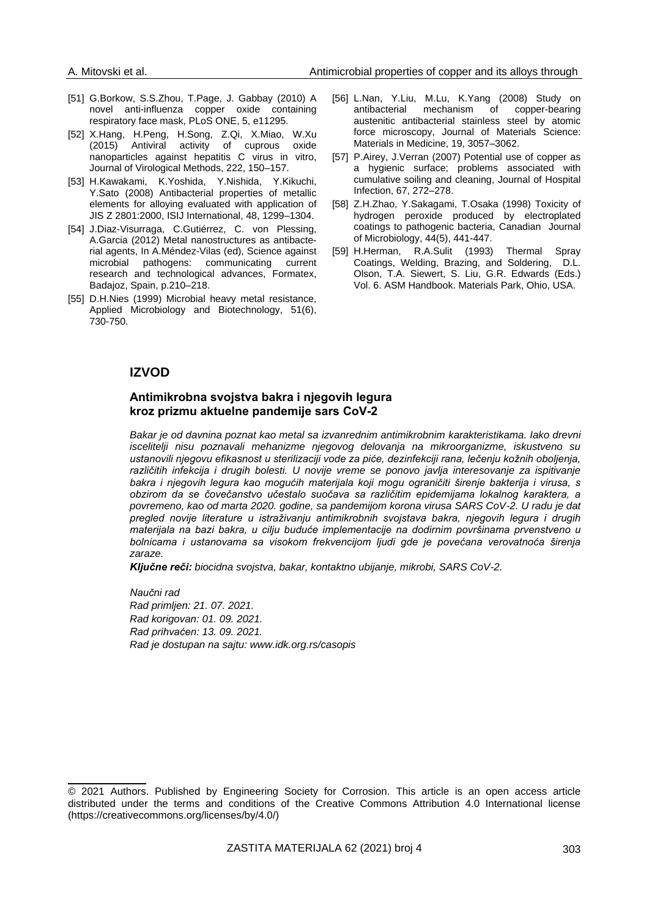[51] G.Borkow, S.S.Zhou, T.Page, J. Gabbay (2010) A novel anti-influenza copper oxide containing respiratory face mask, PLoS ONE, 5, e11295.

[52] X.Hang, H.Peng, H.Song, Z.Qi, X.Miao, W.Xu (2015) Antiviral activity of cuprous oxide nanoparticles against hepatitis C virus in vitro, Journal of Virological Methods, 222, 150–157.

[53] H.Kawakami, K.Yoshida, Y.Nishida, Y.Kikuchi, Y.Sato (2008) Antibacterial properties of metallic elements for alloying evaluated with application of JIS Z 2801:2000, ISIJ International, 48, 1299–1304.

[54] J.Diaz-Visurraga, C.Gutiérrez, C. von Plessing, A.Garcia (2012) Metal nanostructures as antibacterial agents, In A.Méndez-Vilas (ed), Science against microbial pathogens: communicating current research and technological advances, Formatex, Badajoz, Spain, p.210–218.

[55] D.H.Nies (1999) Microbial heavy metal resistance, Applied Microbiology and Biotechnology, 51(6), 730-750.

[56] L.Nan, Y.Liu, M.Lu, K.Yang (2008) Study on antibacterial mechanism of copper-bearing austenitic antibacterial stainless steel by atomic force microscopy, Journal of Materials Science: Materials in Medicine, 19, 3057–3062.

[57] P.Airey, J.Verran (2007) Potential use of copper as a hygienic surface; problems associated with cumulative soiling and cleaning, Journal of Hospital Infection, 67, 272–278.

[58] Z.H.Zhao, Y.Sakagami, T.Osaka (1998) Toxicity of hydrogen peroxide produced by electroplated coatings to pathogenic bacteria, Canadian Journal of Microbiology, 44(5), 441-447.

[59] H.Herman, R.A.Sulit (1993) Thermal Spray Coatings, Welding, Brazing, and Soldering, D.L. Olson, T.A. Siewert, S. Liu, G.R. Edwards (Eds.) Vol. 6. ASM Handbook. Materials Park, Ohio, USA.

## IZVOD

### Antimikrobna svojstva bakra i njegovih legura kroz prizmu aktuelne pandemije sars CoV-2

*Bakar je od davnina poznat kao metal sa izvanrednim antimikrobnim karakteristikama. Iako drevni iscelitelji nisu poznavali mehanizme njegovog delovanja na mikroorganizme, iskustveno su ustanovili njegovu efikasnost u sterilizaciji vode za piće, dezinfekciji rana, lečenju kožnih oboljenja, različitih infekcija i drugih bolesti. U novije vreme se ponovo javlja interesovanje za ispitivanje bakra i njegovih legura kao mogućih materijala koji mogu ograničiti širenje bakterija i virusa, s obzirom da se čovečanstvo učestalo suočava sa različitim epidemijama lokalnog karaktera, a povremeno, kao od marta 2020. godine, sa pandemijom korona virusa SARS CoV-2. U radu je dat pregled novije literature u istraživanju antimikrobnih svojstava bakra, njegovih legura i drugih materijala na bazi bakra, u cilju buduće implementacije na dodirnim površinama prvenstveno u bolnicama i ustanovama sa visokom frekvencijom ljudi gde je povećana verovatnoća širenja zaraze.*

***Ključne reči:*** *biocidna svojstva, bakar, kontaktno ubijanje, mikrobi, SARS CoV-2.*

*Naučni rad*
*Rad primljen: 21. 07. 2021.*
*Rad korigovan: 01. 09. 2021.*
*Rad prihvaćen: 13. 09. 2021.*
*Rad je dostupan na sajtu: www.idk.org.rs/casopis*

© 2021 Authors. Published by Engineering Society for Corrosion. This article is an open access article distributed under the terms and conditions of the Creative Commons Attribution 4.0 International license (https://creativecommons.org/licenses/by/4.0/)